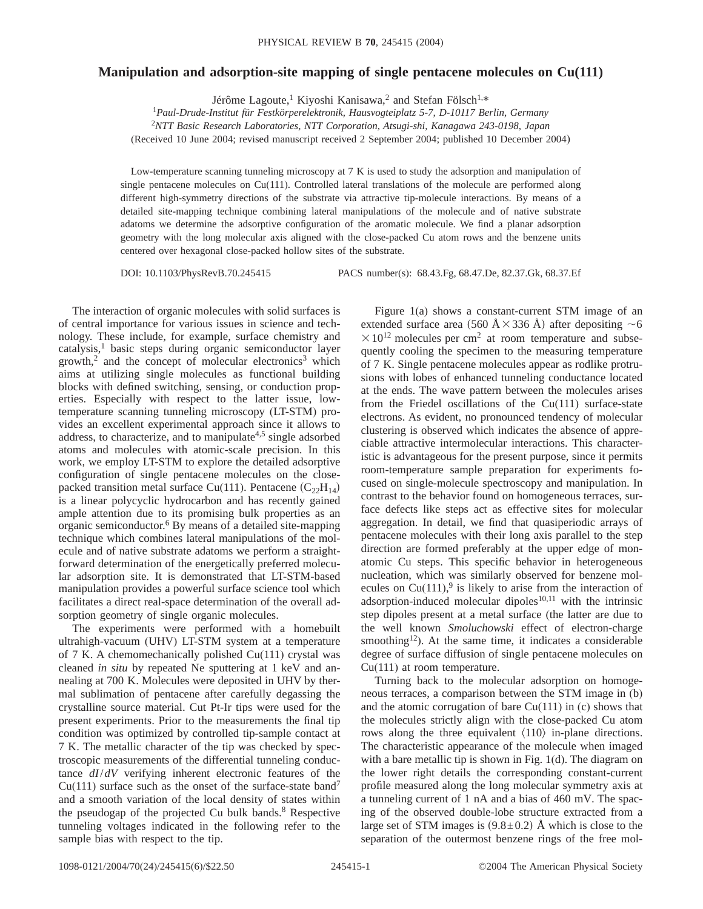# Manipulation and adsorption-site mapping of single pentacene molecules on Cu(111)

Jérôme Lagoute,[1] Kiyoshi Kanisawa,[2] and Stefan Fölsch[1,*]

[1]*Paul-Drude-Institut für Festkörperelektronik, Hausvogteiplatz 5-7, D-10117 Berlin, Germany*

[2]*NTT Basic Research Laboratories, NTT Corporation, Atsugi-shi, Kanagawa 243-0198, Japan*

(Received 10 June 2004; revised manuscript received 2 September 2004; published 10 December 2004)

Low-temperature scanning tunneling microscopy at 7 K is used to study the adsorption and manipulation of single pentacene molecules on Cu(111). Controlled lateral translations of the molecule are performed along different high-symmetry directions of the substrate via attractive tip-molecule interactions. By means of a detailed site-mapping technique combining lateral manipulations of the molecule and of native substrate adatoms we determine the adsorptive configuration of the aromatic molecule. We find a planar adsorption geometry with the long molecular axis aligned with the close-packed Cu atom rows and the benzene units centered over hexagonal close-packed hollow sites of the substrate.

DOI: 10.1103/PhysRevB.70.245415 PACS number(s): 68.43.Fg, 68.47.De, 82.37.Gk, 68.37.Ef

The interaction of organic molecules with solid surfaces is of central importance for various issues in science and technology. These include, for example, surface chemistry and catalysis,[1] basic steps during organic semiconductor layer growth,[2] and the concept of molecular electronics[3] which aims at utilizing single molecules as functional building blocks with defined switching, sensing, or conduction properties. Especially with respect to the latter issue, low-temperature scanning tunneling microscopy (LT-STM) provides an excellent experimental approach since it allows to address, to characterize, and to manipulate[4,5] single adsorbed atoms and molecules with atomic-scale precision. In this work, we employ LT-STM to explore the detailed adsorptive configuration of single pentacene molecules on the close-packed transition metal surface Cu(111). Pentacene ($C_{22}H_{14}$) is a linear polycyclic hydrocarbon and has recently gained ample attention due to its promising bulk properties as an organic semiconductor.[6] By means of a detailed site-mapping technique which combines lateral manipulations of the molecule and of native substrate adatoms we perform a straightforward determination of the energetically preferred molecular adsorption site. It is demonstrated that LT-STM-based manipulation provides a powerful surface science tool which facilitates a direct real-space determination of the overall adsorption geometry of single organic molecules.

The experiments were performed with a homebuilt ultrahigh-vacuum (UHV) LT-STM system at a temperature of 7 K. A chemomechanically polished Cu(111) crystal was cleaned *in situ* by repeated Ne sputtering at 1 keV and annealing at 700 K. Molecules were deposited in UHV by thermal sublimation of pentacene after carefully degassing the crystalline source material. Cut Pt-Ir tips were used for the present experiments. Prior to the measurements the final tip condition was optimized by controlled tip-sample contact at 7 K. The metallic character of the tip was checked by spectroscopic measurements of the differential tunneling conductance $dI/dV$ verifying inherent electronic features of the Cu(111) surface such as the onset of the surface-state band[7] and a smooth variation of the local density of states within the pseudogap of the projected Cu bulk bands.[8] Respective tunneling voltages indicated in the following refer to the sample bias with respect to the tip.

Figure 1(a) shows a constant-current STM image of an extended surface area ($560\ \text{Å} \times 336\ \text{Å}$) after depositing $\sim 6 \times 10^{12}$ molecules per cm$^2$ at room temperature and subsequently cooling the specimen to the measuring temperature of 7 K. Single pentacene molecules appear as rodlike protrusions with lobes of enhanced tunneling conductance located at the ends. The wave pattern between the molecules arises from the Friedel oscillations of the Cu(111) surface-state electrons. As evident, no pronounced tendency of molecular clustering is observed which indicates the absence of appreciable attractive intermolecular interactions. This characteristic is advantageous for the present purpose, since it permits room-temperature sample preparation for experiments focused on single-molecule spectroscopy and manipulation. In contrast to the behavior found on homogeneous terraces, surface defects like steps act as effective sites for molecular aggregation. In detail, we find that quasiperiodic arrays of pentacene molecules with their long axis parallel to the step direction are formed preferably at the upper edge of monatomic Cu steps. This specific behavior in heterogeneous nucleation, which was similarly observed for benzene molecules on Cu(111),[9] is likely to arise from the interaction of adsorption-induced molecular dipoles[10,11] with the intrinsic step dipoles present at a metal surface (the latter are due to the well known *Smoluchowski* effect of electron-charge smoothing[12]). At the same time, it indicates a considerable degree of surface diffusion of single pentacene molecules on Cu(111) at room temperature.

Turning back to the molecular adsorption on homogeneous terraces, a comparison between the STM image in (b) and the atomic corrugation of bare Cu(111) in (c) shows that the molecules strictly align with the close-packed Cu atom rows along the three equivalent $\langle 110 \rangle$ in-plane directions. The characteristic appearance of the molecule when imaged with a bare metallic tip is shown in Fig. 1(d). The diagram on the lower right details the corresponding constant-current profile measured along the long molecular symmetry axis at a tunneling current of 1 nA and a bias of 460 mV. The spacing of the observed double-lobe structure extracted from a large set of STM images is $(9.8 \pm 0.2)$ Å which is close to the separation of the outermost benzene rings of the free mol-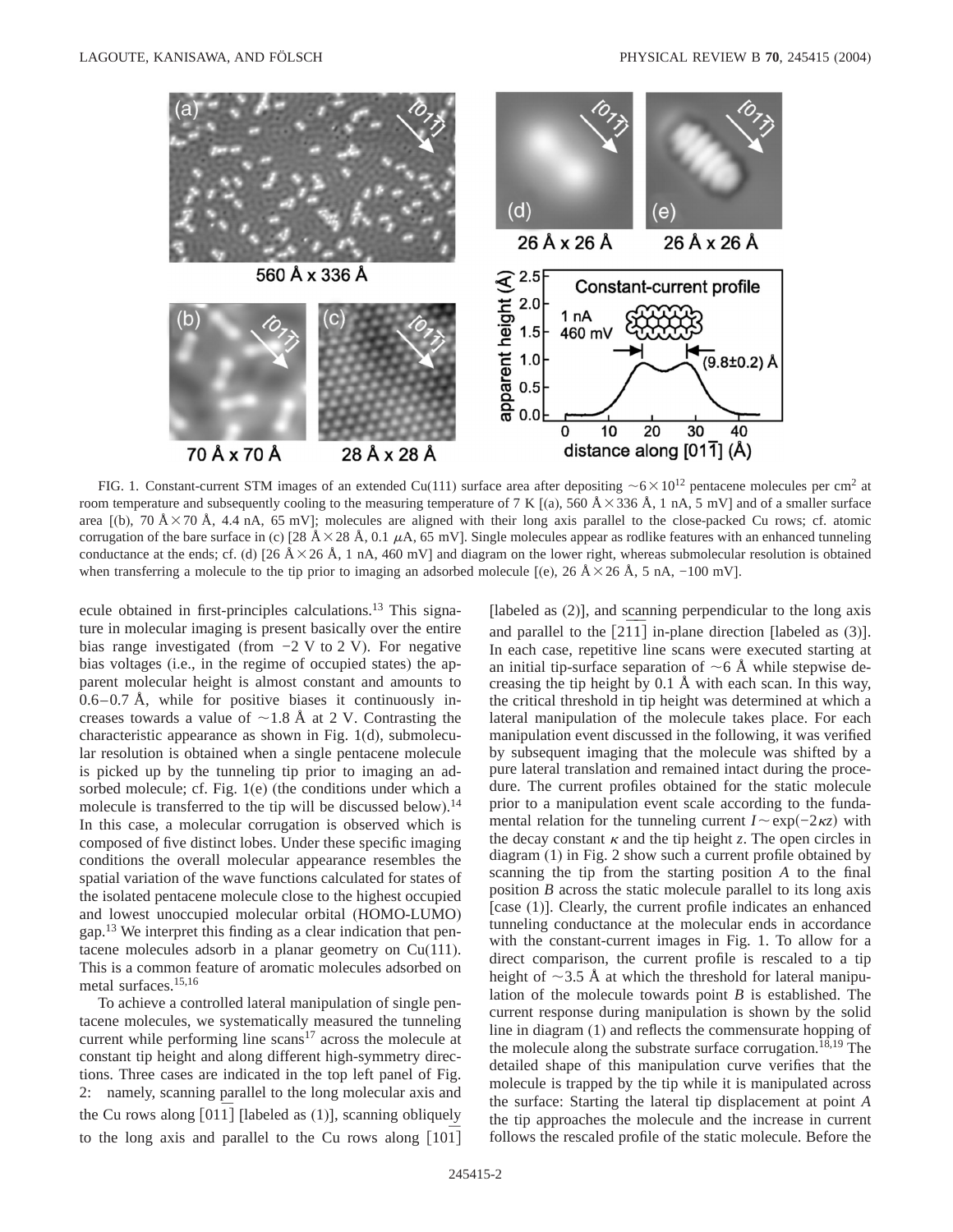FIG. 1. Constant-current STM images of an extended Cu(111) surface area after depositing $\sim 6 \times 10^{12}$ pentacene molecules per cm$^2$ at room temperature and subsequently cooling to the measuring temperature of 7 K [(a), 560 Å × 336 Å, 1 nA, 5 mV] and of a smaller surface area [(b), 70 Å × 70 Å, 4.4 nA, 65 mV]; molecules are aligned with their long axis parallel to the close-packed Cu rows; cf. atomic corrugation of the bare surface in (c) [28 Å × 28 Å, 0.1 $\mu$A, 65 mV]. Single molecules appear as rodlike features with an enhanced tunneling conductance at the ends; cf. (d) [26 Å × 26 Å, 1 nA, 460 mV] and diagram on the lower right, whereas submolecular resolution is obtained when transferring a molecule to the tip prior to imaging an adsorbed molecule [(e), 26 Å × 26 Å, 5 nA, −100 mV].

ecule obtained in first-principles calculations.[13] This signature in molecular imaging is present basically over the entire bias range investigated (from −2 V to 2 V). For negative bias voltages (i.e., in the regime of occupied states) the apparent molecular height is almost constant and amounts to 0.6–0.7 Å, while for positive biases it continuously increases towards a value of ~1.8 Å at 2 V. Contrasting the characteristic appearance as shown in Fig. 1(d), submolecular resolution is obtained when a single pentacene molecule is picked up by the tunneling tip prior to imaging an adsorbed molecule; cf. Fig. 1(e) (the conditions under which a molecule is transferred to the tip will be discussed below).[14] In this case, a molecular corrugation is observed which is composed of five distinct lobes. Under these specific imaging conditions the overall molecular appearance resembles the spatial variation of the wave functions calculated for states of the isolated pentacene molecule close to the highest occupied and lowest unoccupied molecular orbital (HOMO-LUMO) gap.[13] We interpret this finding as a clear indication that pentacene molecules adsorb in a planar geometry on Cu(111). This is a common feature of aromatic molecules adsorbed on metal surfaces.[15,16]

To achieve a controlled lateral manipulation of single pentacene molecules, we systematically measured the tunneling current while performing line scans[17] across the molecule at constant tip height and along different high-symmetry directions. Three cases are indicated in the top left panel of Fig. 2: namely, scanning parallel to the long molecular axis and the Cu rows along $[01\bar{1}]$ [labeled as (1)], scanning obliquely to the long axis and parallel to the Cu rows along $[\bar{1}01]$ [labeled as (2)], and scanning perpendicular to the long axis and parallel to the $[\bar{2}11]$ in-plane direction [labeled as (3)]. In each case, repetitive line scans were executed starting at an initial tip-surface separation of ~6 Å while stepwise decreasing the tip height by 0.1 Å with each scan. In this way, the critical threshold in tip height was determined at which a lateral manipulation of the molecule takes place. For each manipulation event discussed in the following, it was verified by subsequent imaging that the molecule was shifted by a pure lateral translation and remained intact during the procedure. The current profiles obtained for the static molecule prior to a manipulation event scale according to the fundamental relation for the tunneling current $I \sim \exp(-2\kappa z)$ with the decay constant $\kappa$ and the tip height $z$. The open circles in diagram (1) in Fig. 2 show such a current profile obtained by scanning the tip from the starting position *A* to the final position *B* across the static molecule parallel to its long axis [case (1)]. Clearly, the current profile indicates an enhanced tunneling conductance at the molecular ends in accordance with the constant-current images in Fig. 1. To allow for a direct comparison, the current profile is rescaled to a tip height of ~3.5 Å at which the threshold for lateral manipulation of the molecule towards point *B* is established. The current response during manipulation is shown by the solid line in diagram (1) and reflects the commensurate hopping of the molecule along the substrate surface corrugation.[18,19] The detailed shape of this manipulation curve verifies that the molecule is trapped by the tip while it is manipulated across the surface: Starting the lateral tip displacement at point *A* the tip approaches the molecule and the increase in current follows the rescaled profile of the static molecule. Before the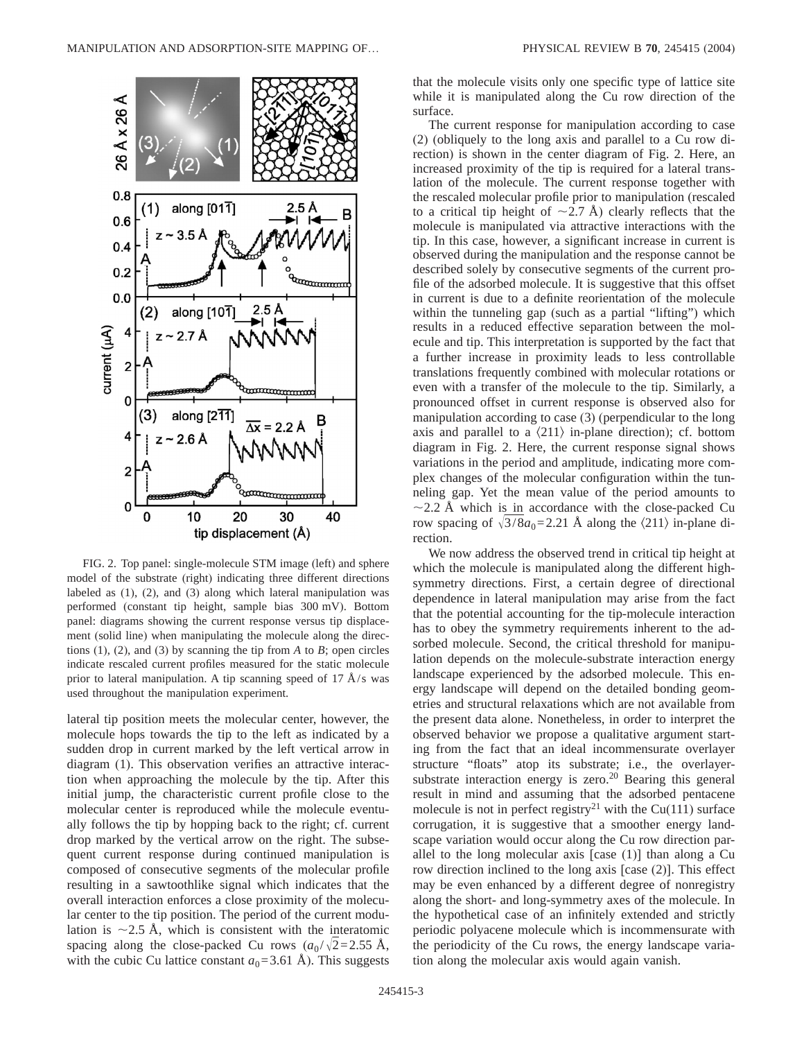FIG. 2. Top panel: single-molecule STM image (left) and sphere model of the substrate (right) indicating three different directions labeled as (1), (2), and (3) along which lateral manipulation was performed (constant tip height, sample bias 300 mV). Bottom panel: diagrams showing the current response versus tip displacement (solid line) when manipulating the molecule along the directions (1), (2), and (3) by scanning the tip from $A$ to $B$; open circles indicate rescaled current profiles measured for the static molecule prior to lateral manipulation. A tip scanning speed of 17 Å/s was used throughout the manipulation experiment.

lateral tip position meets the molecular center, however, the molecule hops towards the tip to the left as indicated by a sudden drop in current marked by the left vertical arrow in diagram (1). This observation verifies an attractive interaction when approaching the molecule by the tip. After this initial jump, the characteristic current profile close to the molecular center is reproduced while the molecule eventually follows the tip by hopping back to the right; cf. current drop marked by the vertical arrow on the right. The subsequent current response during continued manipulation is composed of consecutive segments of the molecular profile resulting in a sawtoothlike signal which indicates that the overall interaction enforces a close proximity of the molecular center to the tip position. The period of the current modulation is ~2.5 Å, which is consistent with the interatomic spacing along the close-packed Cu rows ($a_0/\sqrt{2}=2.55$ Å, with the cubic Cu lattice constant $a_0=3.61$ Å). This suggests that the molecule visits only one specific type of lattice site while it is manipulated along the Cu row direction of the surface.

The current response for manipulation according to case (2) (obliquely to the long axis and parallel to a Cu row direction) is shown in the center diagram of Fig. 2. Here, an increased proximity of the tip is required for a lateral translation of the molecule. The current response together with the rescaled molecular profile prior to manipulation (rescaled to a critical tip height of ~2.7 Å) clearly reflects that the molecule is manipulated via attractive interactions with the tip. In this case, however, a significant increase in current is observed during the manipulation and the response cannot be described solely by consecutive segments of the current profile of the adsorbed molecule. It is suggestive that this offset in current is due to a definite reorientation of the molecule within the tunneling gap (such as a partial "lifting") which results in a reduced effective separation between the molecule and tip. This interpretation is supported by the fact that a further increase in proximity leads to less controllable translations frequently combined with molecular rotations or even with a transfer of the molecule to the tip. Similarly, a pronounced offset in current response is observed also for manipulation according to case (3) (perpendicular to the long axis and parallel to a $\langle 211 \rangle$ in-plane direction); cf. bottom diagram in Fig. 2. Here, the current response signal shows variations in the period and amplitude, indicating more complex changes of the molecular configuration within the tunneling gap. Yet the mean value of the period amounts to ~2.2 Å which is in accordance with the close-packed Cu row spacing of $\sqrt{3/8}a_0=2.21$ Å along the $\langle 211 \rangle$ in-plane direction.

We now address the observed trend in critical tip height at which the molecule is manipulated along the different high-symmetry directions. First, a certain degree of directional dependence in lateral manipulation may arise from the fact that the potential accounting for the tip-molecule interaction has to obey the symmetry requirements inherent to the adsorbed molecule. Second, the critical threshold for manipulation depends on the molecule-substrate interaction energy landscape experienced by the adsorbed molecule. This energy landscape will depend on the detailed bonding geometries and structural relaxations which are not available from the present data alone. Nonetheless, in order to interpret the observed behavior we propose a qualitative argument starting from the fact that an ideal incommensurate overlayer structure "floats" atop its substrate; i.e., the overlayer-substrate interaction energy is zero.[20] Bearing this general result in mind and assuming that the adsorbed pentacene molecule is not in perfect registry[21] with the Cu(111) surface corrugation, it is suggestive that a smoother energy landscape variation would occur along the Cu row direction parallel to the long molecular axis [case (1)] than along a Cu row direction inclined to the long axis [case (2)]. This effect may be even enhanced by a different degree of nonregistry along the short- and long-symmetry axes of the molecule. In the hypothetical case of an infinitely extended and strictly periodic polyacene molecule which is incommensurate with the periodicity of the Cu rows, the energy landscape variation along the molecular axis would again vanish.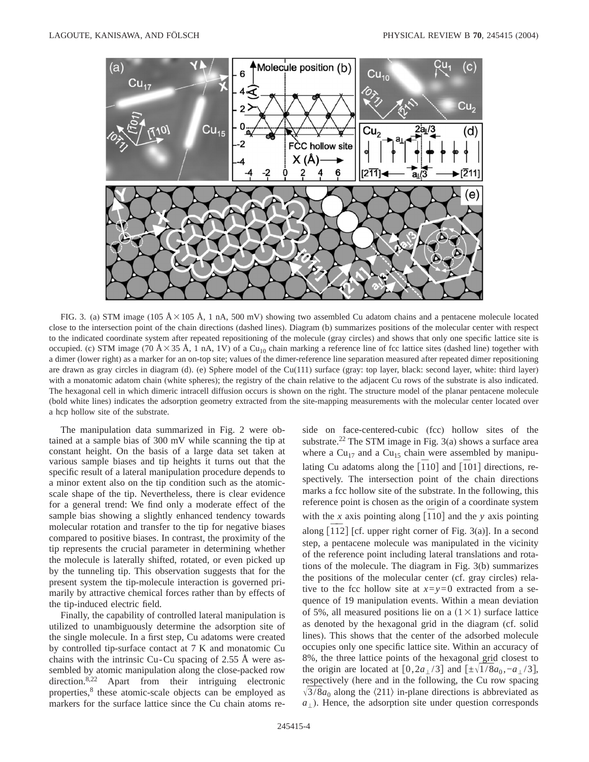FIG. 3. (a) STM image (105 Å × 105 Å, 1 nA, 500 mV) showing two assembled Cu adatom chains and a pentacene molecule located close to the intersection point of the chain directions (dashed lines). Diagram (b) summarizes positions of the molecular center with respect to the indicated coordinate system after repeated repositioning of the molecule (gray circles) and shows that only one specific lattice site is occupied. (c) STM image (70 Å × 35 Å, 1 nA, 1V) of a $Cu_{10}$ chain marking a reference line of fcc lattice sites (dashed line) together with a dimer (lower right) as a marker for an on-top site; values of the dimer-reference line separation measured after repeated dimer repositioning are drawn as gray circles in diagram (d). (e) Sphere model of the Cu(111) surface (gray: top layer, black: second layer, white: third layer) with a monatomic adatom chain (white spheres); the registry of the chain relative to the adjacent Cu rows of the substrate is also indicated. The hexagonal cell in which dimeric intracell diffusion occurs is shown on the right. The structure model of the planar pentacene molecule (bold white lines) indicates the adsorption geometry extracted from the site-mapping measurements with the molecular center located over a hcp hollow site of the substrate.

The manipulation data summarized in Fig. 2 were obtained at a sample bias of 300 mV while scanning the tip at constant height. On the basis of a large data set taken at various sample biases and tip heights it turns out that the specific result of a lateral manipulation procedure depends to a minor extent also on the tip condition such as the atomic-scale shape of the tip. Nevertheless, there is clear evidence for a general trend: We find only a moderate effect of the sample bias showing a slightly enhanced tendency towards molecular rotation and transfer to the tip for negative biases compared to positive biases. In contrast, the proximity of the tip represents the crucial parameter in determining whether the molecule is laterally shifted, rotated, or even picked up by the tunneling tip. This observation suggests that for the present system the tip-molecule interaction is governed primarily by attractive chemical forces rather than by effects of the tip-induced electric field.

Finally, the capability of controlled lateral manipulation is utilized to unambiguously determine the adsorption site of the single molecule. In a first step, Cu adatoms were created by controlled tip-surface contact at 7 K and monatomic Cu chains with the intrinsic Cu-Cu spacing of 2.55 Å were assembled by atomic manipulation along the close-packed row direction.[8,22] Apart from their intriguing electronic properties,[8] these atomic-scale objects can be employed as markers for the surface lattice since the Cu chain atoms reside on face-centered-cubic (fcc) hollow sites of the substrate.[22] The STM image in Fig. 3(a) shows a surface area where a $Cu_{17}$ and a $Cu_{15}$ chain were assembled by manipulating Cu adatoms along the $[\bar{1}10]$ and $[\bar{1}01]$ directions, respectively. The intersection point of the chain directions marks a fcc hollow site of the substrate. In the following, this reference point is chosen as the origin of a coordinate system with the $x$ axis pointing along $[\bar{1}10]$ and the $y$ axis pointing along $[\bar{1}\bar{1}2]$ [cf. upper right corner of Fig. 3(a)]. In a second step, a pentacene molecule was manipulated in the vicinity of the reference point including lateral translations and rotations of the molecule. The diagram in Fig. 3(b) summarizes the positions of the molecular center (cf. gray circles) relative to the fcc hollow site at $x=y=0$ extracted from a sequence of 19 manipulation events. Within a mean deviation of 5%, all measured positions lie on a $(1\times1)$ surface lattice as denoted by the hexagonal grid in the diagram (cf. solid lines). This shows that the center of the adsorbed molecule occupies only one specific lattice site. Within an accuracy of 8%, the three lattice points of the hexagonal grid closest to the origin are located at $[0, 2a_{\perp}/3]$ and $[\pm\sqrt{1/8}a_0, -a_{\perp}/3]$, respectively (here and in the following, the Cu row spacing $\sqrt{3/8}a_0$ along the $\langle 211\rangle$ in-plane directions is abbreviated as $a_{\perp}$). Hence, the adsorption site under question corresponds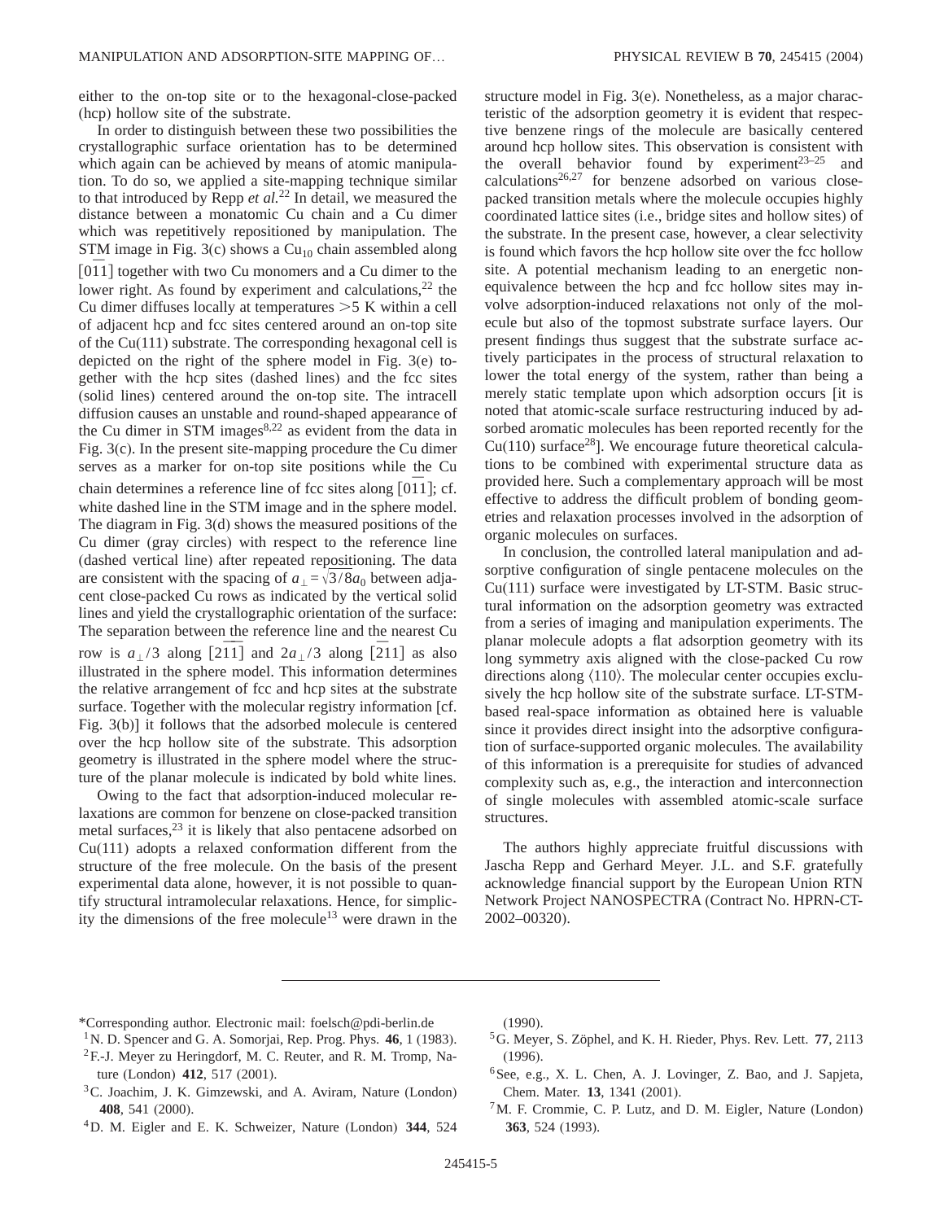either to the on-top site or to the hexagonal-close-packed (hcp) hollow site of the substrate.

In order to distinguish between these two possibilities the crystallographic surface orientation has to be determined which again can be achieved by means of atomic manipulation. To do so, we applied a site-mapping technique similar to that introduced by Repp *et al.*[22] In detail, we measured the distance between a monatomic Cu chain and a Cu dimer which was repetitively repositioned by manipulation. The STM image in Fig. 3(c) shows a $Cu_{10}$ chain assembled along $[0\bar{1}1]$ together with two Cu monomers and a Cu dimer to the lower right. As found by experiment and calculations,[22] the Cu dimer diffuses locally at temperatures $>5$ K within a cell of adjacent hcp and fcc sites centered around an on-top site of the Cu(111) substrate. The corresponding hexagonal cell is depicted on the right of the sphere model in Fig. 3(e) together with the hcp sites (dashed lines) and the fcc sites (solid lines) centered around the on-top site. The intracell diffusion causes an unstable and round-shaped appearance of the Cu dimer in STM images[8,22] as evident from the data in Fig. 3(c). In the present site-mapping procedure the Cu dimer serves as a marker for on-top site positions while the Cu chain determines a reference line of fcc sites along $[0\bar{1}1]$; cf. white dashed line in the STM image and in the sphere model. The diagram in Fig. 3(d) shows the measured positions of the Cu dimer (gray circles) with respect to the reference line (dashed vertical line) after repeated repositioning. The data are consistent with the spacing of $a_{\perp}=\sqrt{3/8}a_0$ between adjacent close-packed Cu rows as indicated by the vertical solid lines and yield the crystallographic orientation of the surface: The separation between the reference line and the nearest Cu row is $a_{\perp}/3$ along $[2\bar{1}\bar{1}]$ and $2a_{\perp}/3$ along $[\bar{2}11]$ as also illustrated in the sphere model. This information determines the relative arrangement of fcc and hcp sites at the substrate surface. Together with the molecular registry information [cf. Fig. 3(b)] it follows that the adsorbed molecule is centered over the hcp hollow site of the substrate. This adsorption geometry is illustrated in the sphere model where the structure of the planar molecule is indicated by bold white lines.

Owing to the fact that adsorption-induced molecular relaxations are common for benzene on close-packed transition metal surfaces,[23] it is likely that also pentacene adsorbed on Cu(111) adopts a relaxed conformation different from the structure of the free molecule. On the basis of the present experimental data alone, however, it is not possible to quantify structural intramolecular relaxations. Hence, for simplicity the dimensions of the free molecule[13] were drawn in the structure model in Fig. 3(e). Nonetheless, as a major characteristic of the adsorption geometry it is evident that respective benzene rings of the molecule are basically centered around hcp hollow sites. This observation is consistent with the overall behavior found by experiment[23–25] and calculations[26,27] for benzene adsorbed on various close-packed transition metals where the molecule occupies highly coordinated lattice sites (i.e., bridge sites and hollow sites) of the substrate. In the present case, however, a clear selectivity is found which favors the hcp hollow site over the fcc hollow site. A potential mechanism leading to an energetic nonequivalence between the hcp and fcc hollow sites may involve adsorption-induced relaxations not only of the molecule but also of the topmost substrate surface layers. Our present findings thus suggest that the substrate surface actively participates in the process of structural relaxation to lower the total energy of the system, rather than being a merely static template upon which adsorption occurs [it is noted that atomic-scale surface restructuring induced by adsorbed aromatic molecules has been reported recently for the Cu(110) surface[28]]. We encourage future theoretical calculations to be combined with experimental structure data as provided here. Such a complementary approach will be most effective to address the difficult problem of bonding geometries and relaxation processes involved in the adsorption of organic molecules on surfaces.

In conclusion, the controlled lateral manipulation and adsorptive configuration of single pentacene molecules on the Cu(111) surface were investigated by LT-STM. Basic structural information on the adsorption geometry was extracted from a series of imaging and manipulation experiments. The planar molecule adopts a flat adsorption geometry with its long symmetry axis aligned with the close-packed Cu row directions along $\langle 110\rangle$. The molecular center occupies exclusively the hcp hollow site of the substrate surface. LT-STM-based real-space information as obtained here is valuable since it provides direct insight into the adsorptive configuration of surface-supported organic molecules. The availability of this information is a prerequisite for studies of advanced complexity such as, e.g., the interaction and interconnection of single molecules with assembled atomic-scale surface structures.

The authors highly appreciate fruitful discussions with Jascha Repp and Gerhard Meyer. J.L. and S.F. gratefully acknowledge financial support by the European Union RTN Network Project NANOSPECTRA (Contract No. HPRN-CT-2002–00320).

---

*Corresponding author. Electronic mail: foelsch@pdi-berlin.de

[1] N. D. Spencer and G. A. Somorjai, Rep. Prog. Phys. **46**, 1 (1983).

[2] F.-J. Meyer zu Heringdorf, M. C. Reuter, and R. M. Tromp, Nature (London) **412**, 517 (2001).

[3] C. Joachim, J. K. Gimzewski, and A. Aviram, Nature (London) **408**, 541 (2000).

[4] D. M. Eigler and E. K. Schweizer, Nature (London) **344**, 524 (1990).

[5] G. Meyer, S. Zöphel, and K. H. Rieder, Phys. Rev. Lett. **77**, 2113 (1996).

[6] See, e.g., X. L. Chen, A. J. Lovinger, Z. Bao, and J. Sapjeta, Chem. Mater. **13**, 1341 (2001).

[7] M. F. Crommie, C. P. Lutz, and D. M. Eigler, Nature (London) **363**, 524 (1993).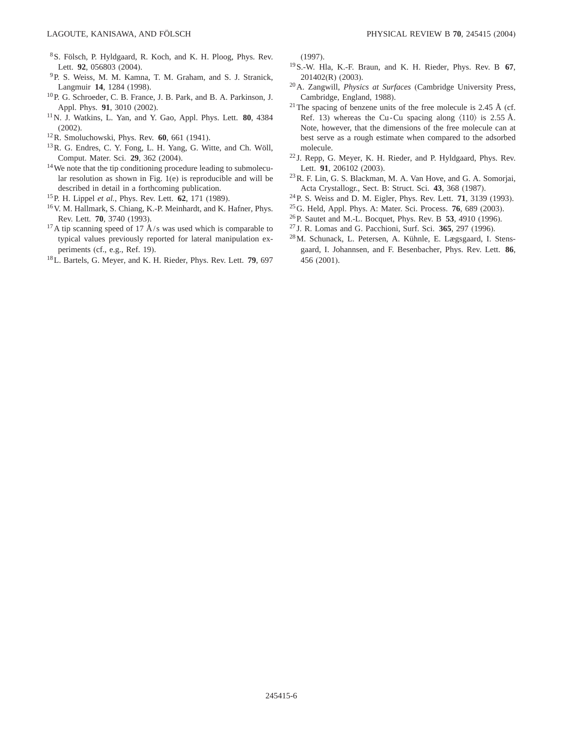[8] S. Fölsch, P. Hyldgaard, R. Koch, and K. H. Ploog, Phys. Rev. Lett. **92**, 056803 (2004).

[9] P. S. Weiss, M. M. Kamna, T. M. Graham, and S. J. Stranick, Langmuir **14**, 1284 (1998).

[10] P. G. Schroeder, C. B. France, J. B. Park, and B. A. Parkinson, J. Appl. Phys. **91**, 3010 (2002).

[11] N. J. Watkins, L. Yan, and Y. Gao, Appl. Phys. Lett. **80**, 4384 (2002).

[12] R. Smoluchowski, Phys. Rev. **60**, 661 (1941).

[13] R. G. Endres, C. Y. Fong, L. H. Yang, G. Witte, and Ch. Wöll, Comput. Mater. Sci. **29**, 362 (2004).

[14] We note that the tip conditioning procedure leading to submolecular resolution as shown in Fig. 1(e) is reproducible and will be described in detail in a forthcoming publication.

[15] P. H. Lippel *et al.*, Phys. Rev. Lett. **62**, 171 (1989).

[16] V. M. Hallmark, S. Chiang, K.-P. Meinhardt, and K. Hafner, Phys. Rev. Lett. **70**, 3740 (1993).

[17] A tip scanning speed of 17 Å/s was used which is comparable to typical values previously reported for lateral manipulation experiments (cf., e.g., Ref. 19).

[18] L. Bartels, G. Meyer, and K. H. Rieder, Phys. Rev. Lett. **79**, 697 (1997).

[19] S.-W. Hla, K.-F. Braun, and K. H. Rieder, Phys. Rev. B **67**, 201402(R) (2003).

[20] A. Zangwill, *Physics at Surfaces* (Cambridge University Press, Cambridge, England, 1988).

[21] The spacing of benzene units of the free molecule is 2.45 Å (cf. Ref. 13) whereas the Cu-Cu spacing along $\langle 110 \rangle$ is 2.55 Å. Note, however, that the dimensions of the free molecule can at best serve as a rough estimate when compared to the adsorbed molecule.

[22] J. Repp, G. Meyer, K. H. Rieder, and P. Hyldgaard, Phys. Rev. Lett. **91**, 206102 (2003).

[23] R. F. Lin, G. S. Blackman, M. A. Van Hove, and G. A. Somorjai, Acta Crystallogr., Sect. B: Struct. Sci. **43**, 368 (1987).

[24] P. S. Weiss and D. M. Eigler, Phys. Rev. Lett. **71**, 3139 (1993).

[25] G. Held, Appl. Phys. A: Mater. Sci. Process. **76**, 689 (2003).

[26] P. Sautet and M.-L. Bocquet, Phys. Rev. B **53**, 4910 (1996).

[27] J. R. Lomas and G. Pacchioni, Surf. Sci. **365**, 297 (1996).

[28] M. Schunack, L. Petersen, A. Kühnle, E. Lægsgaard, I. Stensgaard, I. Johannsen, and F. Besenbacher, Phys. Rev. Lett. **86**, 456 (2001).